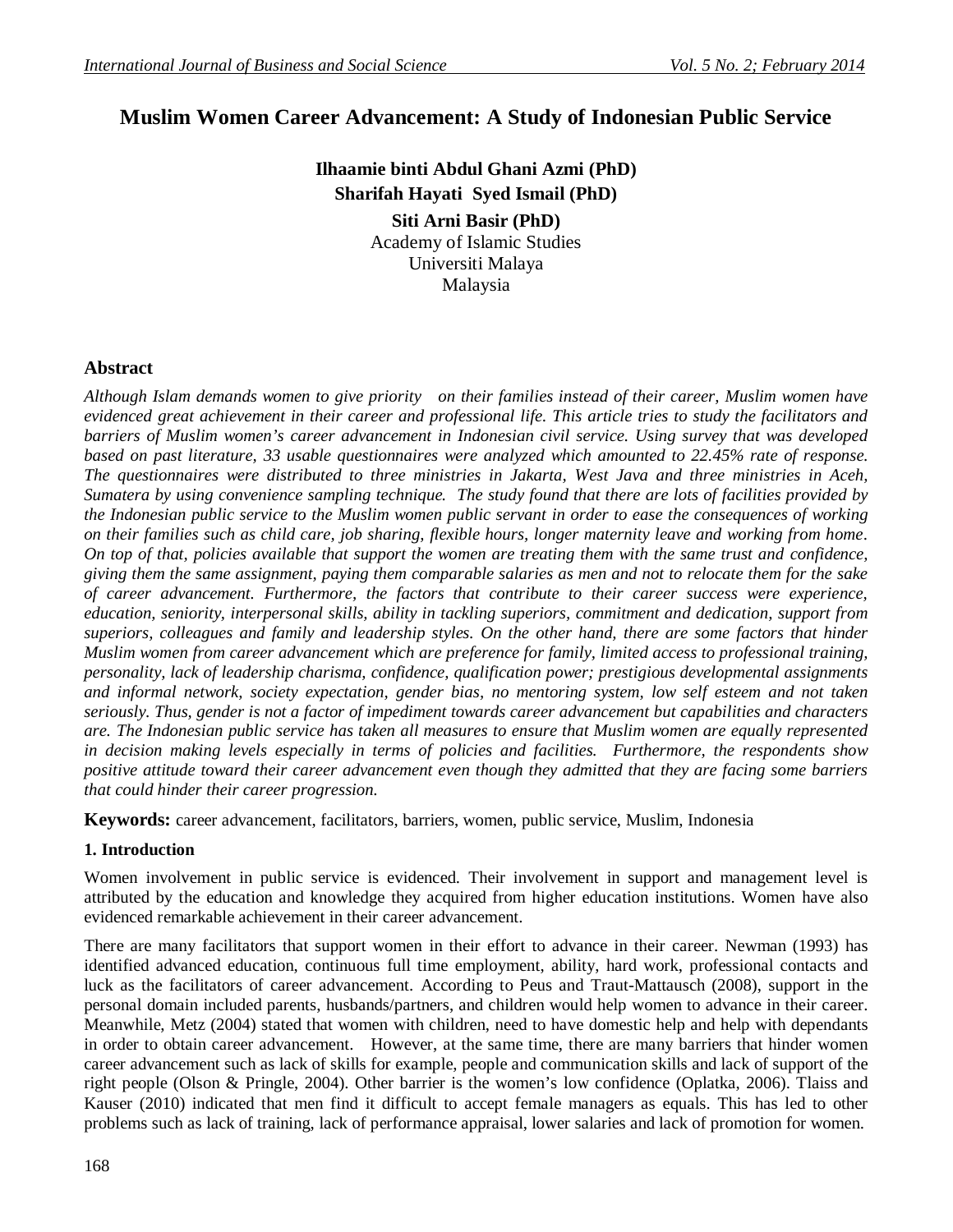// Muslim Women Career Advancement: A Study of Indonesian Public Service

**Ilhaamie binti Abdul Ghani Azmi (PhD)**
**Sharifah Hayati Syed Ismail (PhD)**
**Siti Arni Basir (PhD)**
Academy of Islamic Studies
Universiti Malaya
Malaysia

## Abstract

*Although Islam demands women to give priority on their families instead of their career, Muslim women have evidenced great achievement in their career and professional life. This article tries to study the facilitators and barriers of Muslim women's career advancement in Indonesian civil service. Using survey that was developed based on past literature, 33 usable questionnaires were analyzed which amounted to 22.45% rate of response. The questionnaires were distributed to three ministries in Jakarta, West Java and three ministries in Aceh, Sumatera by using convenience sampling technique. The study found that there are lots of facilities provided by the Indonesian public service to the Muslim women public servant in order to ease the consequences of working on their families such as child care, job sharing, flexible hours, longer maternity leave and working from home. On top of that, policies available that support the women are treating them with the same trust and confidence, giving them the same assignment, paying them comparable salaries as men and not to relocate them for the sake of career advancement. Furthermore, the factors that contribute to their career success were experience, education, seniority, interpersonal skills, ability in tackling superiors, commitment and dedication, support from superiors, colleagues and family and leadership styles. On the other hand, there are some factors that hinder Muslim women from career advancement which are preference for family, limited access to professional training, personality, lack of leadership charisma, confidence, qualification power; prestigious developmental assignments and informal network, society expectation, gender bias, no mentoring system, low self esteem and not taken seriously. Thus, gender is not a factor of impediment towards career advancement but capabilities and characters are. The Indonesian public service has taken all measures to ensure that Muslim women are equally represented in decision making levels especially in terms of policies and facilities. Furthermore, the respondents show positive attitude toward their career advancement even though they admitted that they are facing some barriers that could hinder their career progression.*

**Keywords:** career advancement, facilitators, barriers, women, public service, Muslim, Indonesia

## 1. Introduction

Women involvement in public service is evidenced. Their involvement in support and management level is attributed by the education and knowledge they acquired from higher education institutions. Women have also evidenced remarkable achievement in their career advancement.

There are many facilitators that support women in their effort to advance in their career. Newman (1993) has identified advanced education, continuous full time employment, ability, hard work, professional contacts and luck as the facilitators of career advancement. According to Peus and Traut-Mattausch (2008), support in the personal domain included parents, husbands/partners, and children would help women to advance in their career. Meanwhile, Metz (2004) stated that women with children, need to have domestic help and help with dependants in order to obtain career advancement. However, at the same time, there are many barriers that hinder women career advancement such as lack of skills for example, people and communication skills and lack of support of the right people (Olson & Pringle, 2004). Other barrier is the women's low confidence (Oplatka, 2006). Tlaiss and Kauser (2010) indicated that men find it difficult to accept female managers as equals. This has led to other problems such as lack of training, lack of performance appraisal, lower salaries and lack of promotion for women.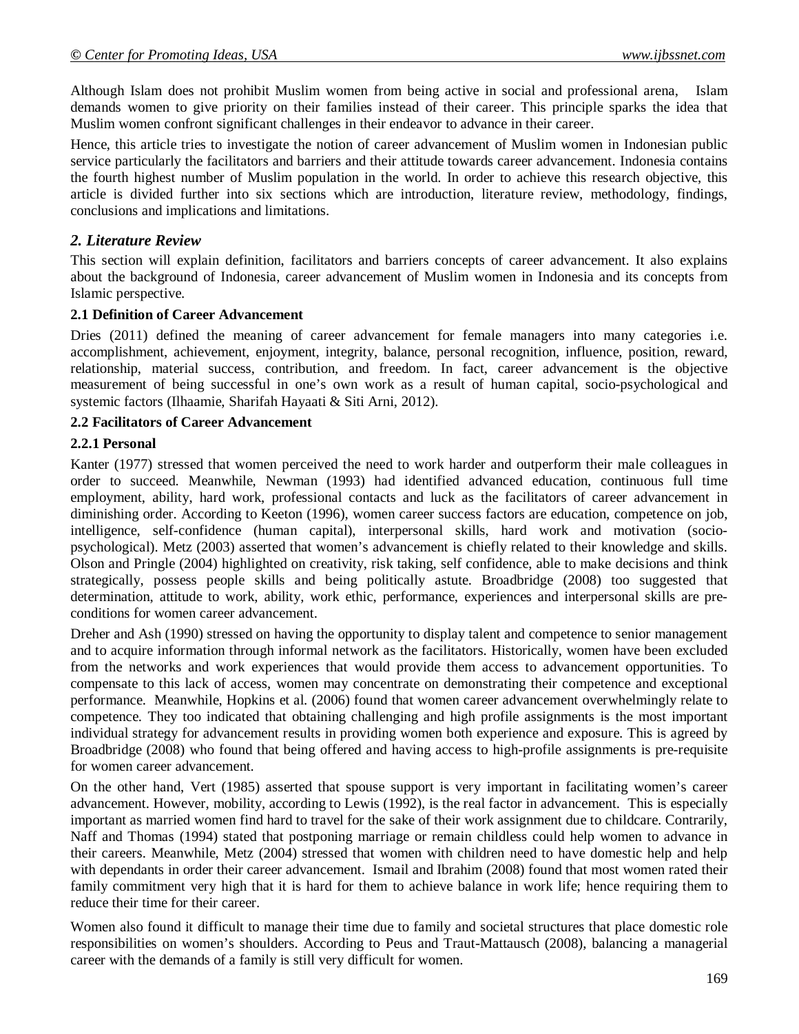Although Islam does not prohibit Muslim women from being active in social and professional arena, Islam demands women to give priority on their families instead of their career. This principle sparks the idea that Muslim women confront significant challenges in their endeavor to advance in their career.

Hence, this article tries to investigate the notion of career advancement of Muslim women in Indonesian public service particularly the facilitators and barriers and their attitude towards career advancement. Indonesia contains the fourth highest number of Muslim population in the world. In order to achieve this research objective, this article is divided further into six sections which are introduction, literature review, methodology, findings, conclusions and implications and limitations.

## *2. Literature Review*

This section will explain definition, facilitators and barriers concepts of career advancement. It also explains about the background of Indonesia, career advancement of Muslim women in Indonesia and its concepts from Islamic perspective.

### 2.1 Definition of Career Advancement

Dries (2011) defined the meaning of career advancement for female managers into many categories i.e. accomplishment, achievement, enjoyment, integrity, balance, personal recognition, influence, position, reward, relationship, material success, contribution, and freedom. In fact, career advancement is the objective measurement of being successful in one's own work as a result of human capital, socio-psychological and systemic factors (Ilhaamie, Sharifah Hayaati & Siti Arni, 2012).

### 2.2 Facilitators of Career Advancement

#### 2.2.1 Personal

Kanter (1977) stressed that women perceived the need to work harder and outperform their male colleagues in order to succeed. Meanwhile, Newman (1993) had identified advanced education, continuous full time employment, ability, hard work, professional contacts and luck as the facilitators of career advancement in diminishing order. According to Keeton (1996), women career success factors are education, competence on job, intelligence, self-confidence (human capital), interpersonal skills, hard work and motivation (socio-psychological). Metz (2003) asserted that women's advancement is chiefly related to their knowledge and skills. Olson and Pringle (2004) highlighted on creativity, risk taking, self confidence, able to make decisions and think strategically, possess people skills and being politically astute. Broadbridge (2008) too suggested that determination, attitude to work, ability, work ethic, performance, experiences and interpersonal skills are pre-conditions for women career advancement.

Dreher and Ash (1990) stressed on having the opportunity to display talent and competence to senior management and to acquire information through informal network as the facilitators. Historically, women have been excluded from the networks and work experiences that would provide them access to advancement opportunities. To compensate to this lack of access, women may concentrate on demonstrating their competence and exceptional performance. Meanwhile, Hopkins et al. (2006) found that women career advancement overwhelmingly relate to competence. They too indicated that obtaining challenging and high profile assignments is the most important individual strategy for advancement results in providing women both experience and exposure. This is agreed by Broadbridge (2008) who found that being offered and having access to high-profile assignments is pre-requisite for women career advancement.

On the other hand, Vert (1985) asserted that spouse support is very important in facilitating women's career advancement. However, mobility, according to Lewis (1992), is the real factor in advancement. This is especially important as married women find hard to travel for the sake of their work assignment due to childcare. Contrarily, Naff and Thomas (1994) stated that postponing marriage or remain childless could help women to advance in their careers. Meanwhile, Metz (2004) stressed that women with children need to have domestic help and help with dependants in order their career advancement. Ismail and Ibrahim (2008) found that most women rated their family commitment very high that it is hard for them to achieve balance in work life; hence requiring them to reduce their time for their career.

Women also found it difficult to manage their time due to family and societal structures that place domestic role responsibilities on women's shoulders. According to Peus and Traut-Mattausch (2008), balancing a managerial career with the demands of a family is still very difficult for women.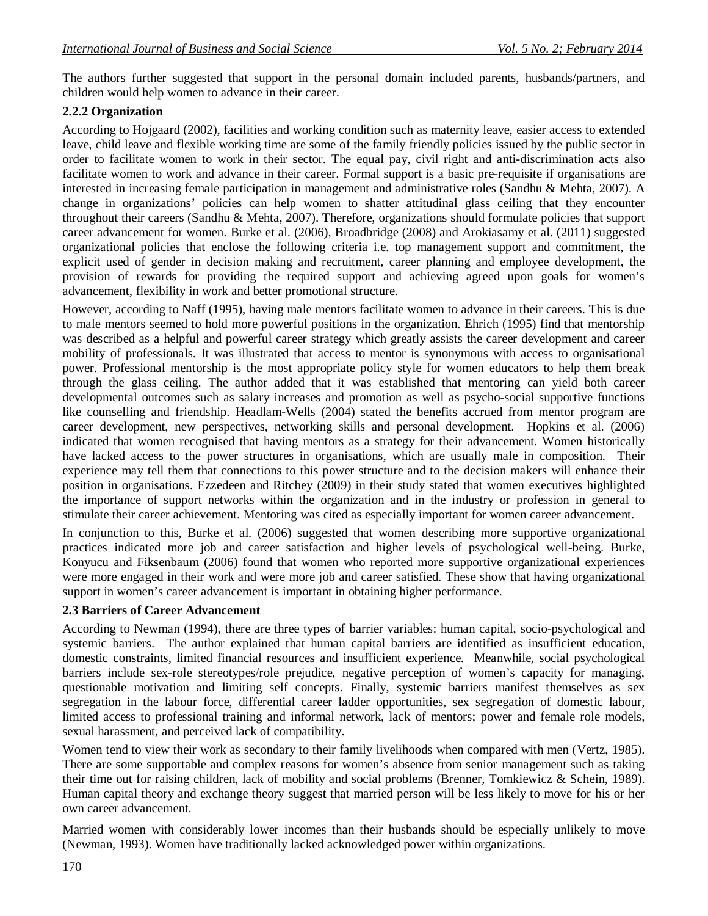The authors further suggested that support in the personal domain included parents, husbands/partners, and children would help women to advance in their career.

### 2.2.2 Organization

According to Hojgaard (2002), facilities and working condition such as maternity leave, easier access to extended leave, child leave and flexible working time are some of the family friendly policies issued by the public sector in order to facilitate women to work and advance in their sector. The equal pay, civil right and anti-discrimination acts also facilitate women to work and advance in their career. Formal support is a basic pre-requisite if organisations are interested in increasing female participation in management and administrative roles (Sandhu & Mehta, 2007). A change in organizations' policies can help women to shatter attitudinal glass ceiling that they encounter throughout their careers (Sandhu & Mehta, 2007). Therefore, organizations should formulate policies that support career advancement for women. Burke et al. (2006), Broadbridge (2008) and Arokiasamy et al. (2011) suggested organizational policies that enclose the following criteria i.e. top management support and commitment, the explicit used of gender in decision making and recruitment, career planning and employee development, the provision of rewards for providing the required support and achieving agreed upon goals for women's advancement, flexibility in work and better promotional structure.

However, according to Naff (1995), having male mentors facilitate women to advance in their careers. This is due to male mentors seemed to hold more powerful positions in the organization. Ehrich (1995) find that mentorship was described as a helpful and powerful career strategy which greatly assists the career development and career mobility of professionals. It was illustrated that access to mentor is synonymous with access to organisational power. Professional mentorship is the most appropriate policy style for women educators to help them break through the glass ceiling. The author added that it was established that mentoring can yield both career developmental outcomes such as salary increases and promotion as well as psycho-social supportive functions like counselling and friendship. Headlam-Wells (2004) stated the benefits accrued from mentor program are career development, new perspectives, networking skills and personal development. Hopkins et al. (2006) indicated that women recognised that having mentors as a strategy for their advancement. Women historically have lacked access to the power structures in organisations, which are usually male in composition. Their experience may tell them that connections to this power structure and to the decision makers will enhance their position in organisations. Ezzedeen and Ritchey (2009) in their study stated that women executives highlighted the importance of support networks within the organization and in the industry or profession in general to stimulate their career achievement. Mentoring was cited as especially important for women career advancement.

In conjunction to this, Burke et al. (2006) suggested that women describing more supportive organizational practices indicated more job and career satisfaction and higher levels of psychological well-being. Burke, Konyucu and Fiksenbaum (2006) found that women who reported more supportive organizational experiences were more engaged in their work and were more job and career satisfied. These show that having organizational support in women's career advancement is important in obtaining higher performance.

## 2.3 Barriers of Career Advancement

According to Newman (1994), there are three types of barrier variables: human capital, socio-psychological and systemic barriers. The author explained that human capital barriers are identified as insufficient education, domestic constraints, limited financial resources and insufficient experience. Meanwhile, social psychological barriers include sex-role stereotypes/role prejudice, negative perception of women's capacity for managing, questionable motivation and limiting self concepts. Finally, systemic barriers manifest themselves as sex segregation in the labour force, differential career ladder opportunities, sex segregation of domestic labour, limited access to professional training and informal network, lack of mentors; power and female role models, sexual harassment, and perceived lack of compatibility.

Women tend to view their work as secondary to their family livelihoods when compared with men (Vertz, 1985). There are some supportable and complex reasons for women's absence from senior management such as taking their time out for raising children, lack of mobility and social problems (Brenner, Tomkiewicz & Schein, 1989). Human capital theory and exchange theory suggest that married person will be less likely to move for his or her own career advancement.

Married women with considerably lower incomes than their husbands should be especially unlikely to move (Newman, 1993). Women have traditionally lacked acknowledged power within organizations.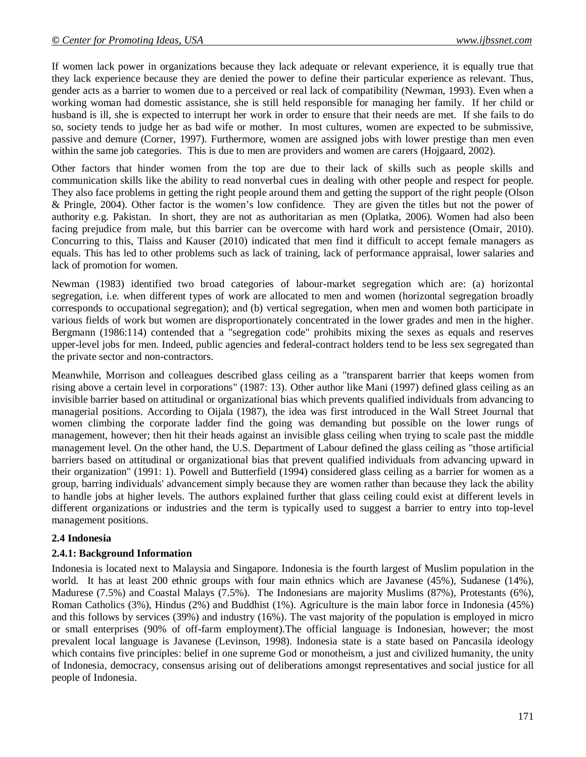If women lack power in organizations because they lack adequate or relevant experience, it is equally true that they lack experience because they are denied the power to define their particular experience as relevant. Thus, gender acts as a barrier to women due to a perceived or real lack of compatibility (Newman, 1993). Even when a working woman had domestic assistance, she is still held responsible for managing her family. If her child or husband is ill, she is expected to interrupt her work in order to ensure that their needs are met. If she fails to do so, society tends to judge her as bad wife or mother. In most cultures, women are expected to be submissive, passive and demure (Corner, 1997). Furthermore, women are assigned jobs with lower prestige than men even within the same job categories. This is due to men are providers and women are carers (Hojgaard, 2002).

Other factors that hinder women from the top are due to their lack of skills such as people skills and communication skills like the ability to read nonverbal cues in dealing with other people and respect for people. They also face problems in getting the right people around them and getting the support of the right people (Olson & Pringle, 2004). Other factor is the women's low confidence. They are given the titles but not the power of authority e.g. Pakistan. In short, they are not as authoritarian as men (Oplatka, 2006). Women had also been facing prejudice from male, but this barrier can be overcome with hard work and persistence (Omair, 2010). Concurring to this, Tlaiss and Kauser (2010) indicated that men find it difficult to accept female managers as equals. This has led to other problems such as lack of training, lack of performance appraisal, lower salaries and lack of promotion for women.

Newman (1983) identified two broad categories of labour-market segregation which are: (a) horizontal segregation, i.e. when different types of work are allocated to men and women (horizontal segregation broadly corresponds to occupational segregation); and (b) vertical segregation, when men and women both participate in various fields of work but women are disproportionately concentrated in the lower grades and men in the higher. Bergmann (1986:114) contended that a "segregation code" prohibits mixing the sexes as equals and reserves upper-level jobs for men. Indeed, public agencies and federal-contract holders tend to be less sex segregated than the private sector and non-contractors.

Meanwhile, Morrison and colleagues described glass ceiling as a "transparent barrier that keeps women from rising above a certain level in corporations" (1987: 13). Other author like Mani (1997) defined glass ceiling as an invisible barrier based on attitudinal or organizational bias which prevents qualified individuals from advancing to managerial positions. According to Oijala (1987), the idea was first introduced in the Wall Street Journal that women climbing the corporate ladder find the going was demanding but possible on the lower rungs of management, however; then hit their heads against an invisible glass ceiling when trying to scale past the middle management level. On the other hand, the U.S. Department of Labour defined the glass ceiling as "those artificial barriers based on attitudinal or organizational bias that prevent qualified individuals from advancing upward in their organization" (1991: 1). Powell and Butterfield (1994) considered glass ceiling as a barrier for women as a group, barring individuals' advancement simply because they are women rather than because they lack the ability to handle jobs at higher levels. The authors explained further that glass ceiling could exist at different levels in different organizations or industries and the term is typically used to suggest a barrier to entry into top-level management positions.

## 2.4 Indonesia

### 2.4.1: Background Information

Indonesia is located next to Malaysia and Singapore. Indonesia is the fourth largest of Muslim population in the world. It has at least 200 ethnic groups with four main ethnics which are Javanese (45%), Sudanese (14%), Madurese (7.5%) and Coastal Malays (7.5%). The Indonesians are majority Muslims (87%), Protestants (6%), Roman Catholics (3%), Hindus (2%) and Buddhist (1%). Agriculture is the main labor force in Indonesia (45%) and this follows by services (39%) and industry (16%). The vast majority of the population is employed in micro or small enterprises (90% of off-farm employment).The official language is Indonesian, however; the most prevalent local language is Javanese (Levinson, 1998). Indonesia state is a state based on Pancasila ideology which contains five principles: belief in one supreme God or monotheism, a just and civilized humanity, the unity of Indonesia, democracy, consensus arising out of deliberations amongst representatives and social justice for all people of Indonesia.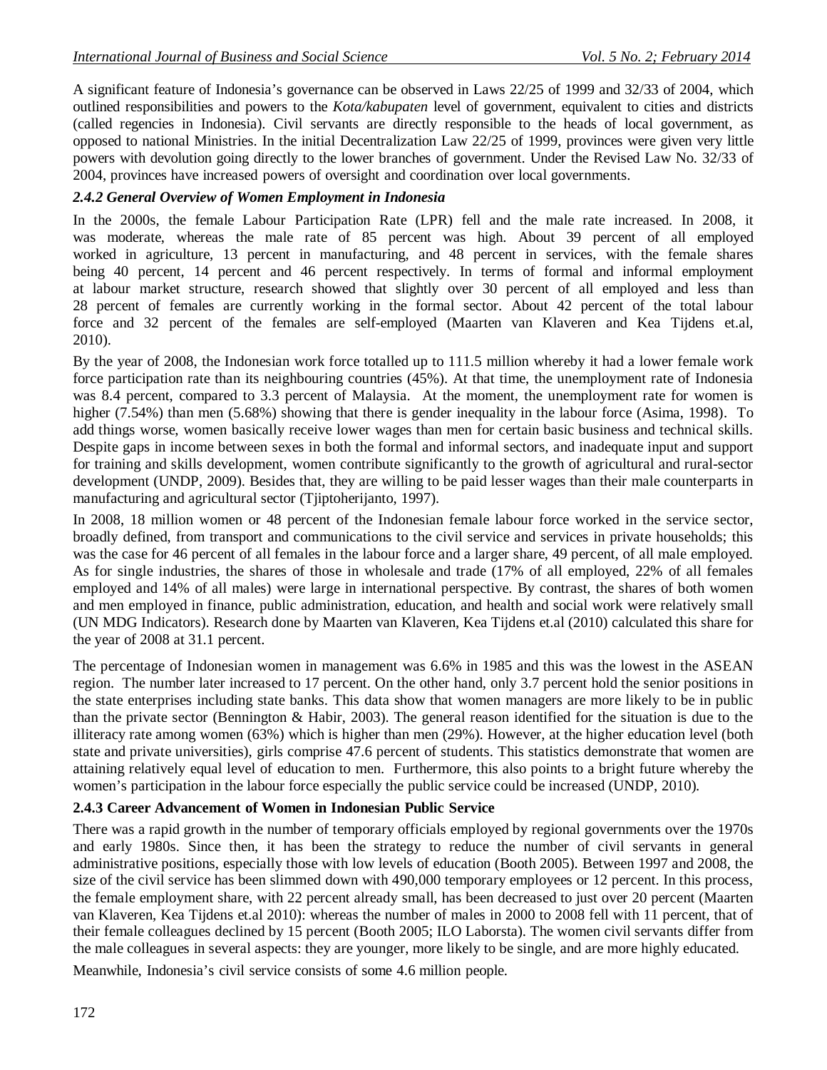A significant feature of Indonesia's governance can be observed in Laws 22/25 of 1999 and 32/33 of 2004, which outlined responsibilities and powers to the *Kota/kabupaten* level of government, equivalent to cities and districts (called regencies in Indonesia). Civil servants are directly responsible to the heads of local government, as opposed to national Ministries. In the initial Decentralization Law 22/25 of 1999, provinces were given very little powers with devolution going directly to the lower branches of government. Under the Revised Law No. 32/33 of 2004, provinces have increased powers of oversight and coordination over local governments.

### *2.4.2 General Overview of Women Employment in Indonesia*

In the 2000s, the female Labour Participation Rate (LPR) fell and the male rate increased. In 2008, it was moderate, whereas the male rate of 85 percent was high. About 39 percent of all employed worked in agriculture, 13 percent in manufacturing, and 48 percent in services, with the female shares being 40 percent, 14 percent and 46 percent respectively. In terms of formal and informal employment at labour market structure, research showed that slightly over 30 percent of all employed and less than 28 percent of females are currently working in the formal sector. About 42 percent of the total labour force and 32 percent of the females are self-employed (Maarten van Klaveren and Kea Tijdens et.al, 2010).

By the year of 2008, the Indonesian work force totalled up to 111.5 million whereby it had a lower female work force participation rate than its neighbouring countries (45%). At that time, the unemployment rate of Indonesia was 8.4 percent, compared to 3.3 percent of Malaysia. At the moment, the unemployment rate for women is higher (7.54%) than men (5.68%) showing that there is gender inequality in the labour force (Asima, 1998). To add things worse, women basically receive lower wages than men for certain basic business and technical skills. Despite gaps in income between sexes in both the formal and informal sectors, and inadequate input and support for training and skills development, women contribute significantly to the growth of agricultural and rural-sector development (UNDP, 2009). Besides that, they are willing to be paid lesser wages than their male counterparts in manufacturing and agricultural sector (Tjiptoherijanto, 1997).

In 2008, 18 million women or 48 percent of the Indonesian female labour force worked in the service sector, broadly defined, from transport and communications to the civil service and services in private households; this was the case for 46 percent of all females in the labour force and a larger share, 49 percent, of all male employed. As for single industries, the shares of those in wholesale and trade (17% of all employed, 22% of all females employed and 14% of all males) were large in international perspective. By contrast, the shares of both women and men employed in finance, public administration, education, and health and social work were relatively small (UN MDG Indicators). Research done by Maarten van Klaveren, Kea Tijdens et.al (2010) calculated this share for the year of 2008 at 31.1 percent.

The percentage of Indonesian women in management was 6.6% in 1985 and this was the lowest in the ASEAN region. The number later increased to 17 percent. On the other hand, only 3.7 percent hold the senior positions in the state enterprises including state banks. This data show that women managers are more likely to be in public than the private sector (Bennington & Habir, 2003). The general reason identified for the situation is due to the illiteracy rate among women (63%) which is higher than men (29%). However, at the higher education level (both state and private universities), girls comprise 47.6 percent of students. This statistics demonstrate that women are attaining relatively equal level of education to men. Furthermore, this also points to a bright future whereby the women's participation in the labour force especially the public service could be increased (UNDP, 2010).

### **2.4.3 Career Advancement of Women in Indonesian Public Service**

There was a rapid growth in the number of temporary officials employed by regional governments over the 1970s and early 1980s. Since then, it has been the strategy to reduce the number of civil servants in general administrative positions, especially those with low levels of education (Booth 2005). Between 1997 and 2008, the size of the civil service has been slimmed down with 490,000 temporary employees or 12 percent. In this process, the female employment share, with 22 percent already small, has been decreased to just over 20 percent (Maarten van Klaveren, Kea Tijdens et.al 2010): whereas the number of males in 2000 to 2008 fell with 11 percent, that of their female colleagues declined by 15 percent (Booth 2005; ILO Laborsta). The women civil servants differ from the male colleagues in several aspects: they are younger, more likely to be single, and are more highly educated.

Meanwhile, Indonesia's civil service consists of some 4.6 million people.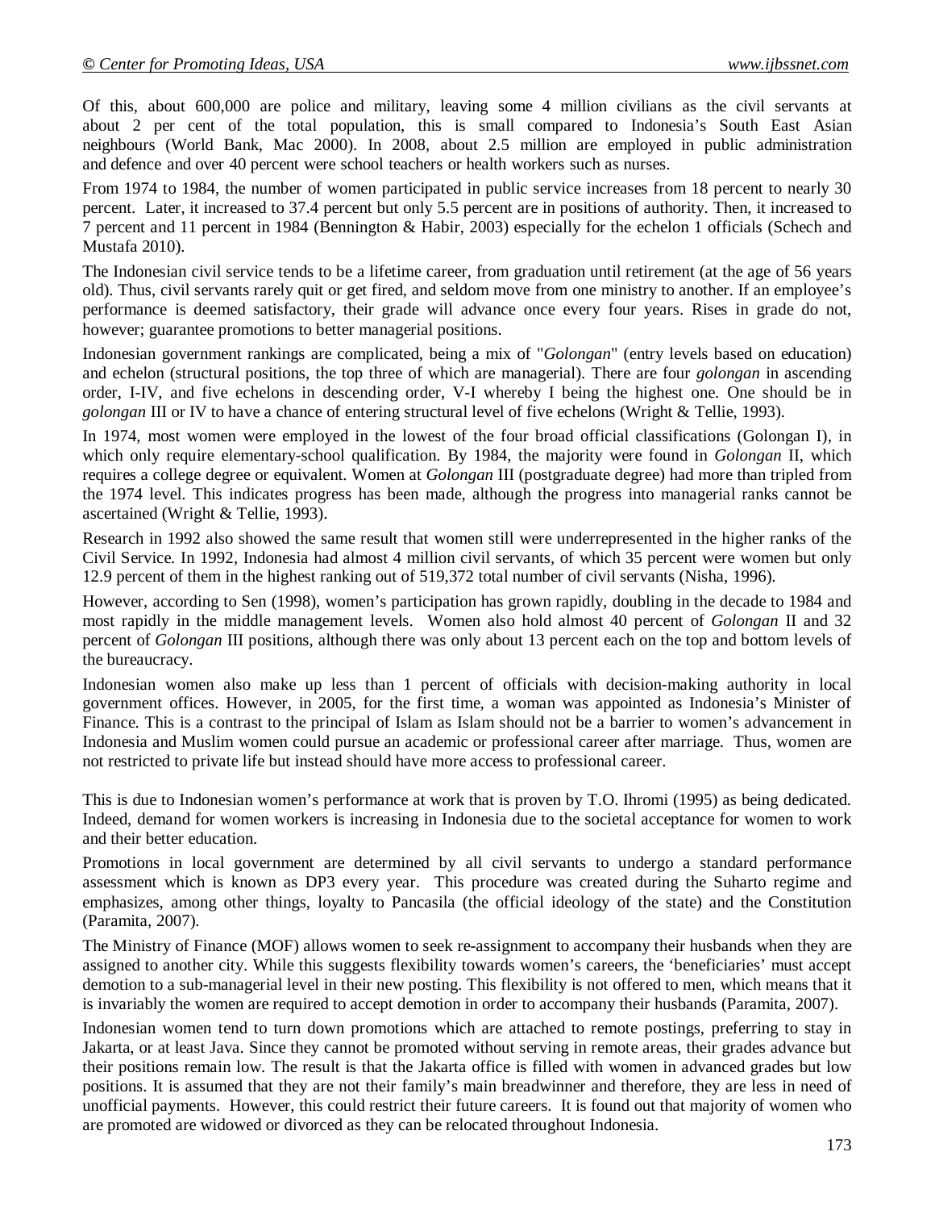Of this, about 600,000 are police and military, leaving some 4 million civilians as the civil servants at about 2 per cent of the total population, this is small compared to Indonesia's South East Asian neighbours (World Bank, Mac 2000). In 2008, about 2.5 million are employed in public administration and defence and over 40 percent were school teachers or health workers such as nurses.

From 1974 to 1984, the number of women participated in public service increases from 18 percent to nearly 30 percent. Later, it increased to 37.4 percent but only 5.5 percent are in positions of authority. Then, it increased to 7 percent and 11 percent in 1984 (Bennington & Habir, 2003) especially for the echelon 1 officials (Schech and Mustafa 2010).

The Indonesian civil service tends to be a lifetime career, from graduation until retirement (at the age of 56 years old). Thus, civil servants rarely quit or get fired, and seldom move from one ministry to another. If an employee's performance is deemed satisfactory, their grade will advance once every four years. Rises in grade do not, however; guarantee promotions to better managerial positions.

Indonesian government rankings are complicated, being a mix of "*Golongan*" (entry levels based on education) and echelon (structural positions, the top three of which are managerial). There are four *golongan* in ascending order, I-IV, and five echelons in descending order, V-I whereby I being the highest one. One should be in *golongan* III or IV to have a chance of entering structural level of five echelons (Wright & Tellie, 1993).

In 1974, most women were employed in the lowest of the four broad official classifications (Golongan I), in which only require elementary-school qualification. By 1984, the majority were found in *Golongan* II, which requires a college degree or equivalent. Women at *Golongan* III (postgraduate degree) had more than tripled from the 1974 level. This indicates progress has been made, although the progress into managerial ranks cannot be ascertained (Wright & Tellie, 1993).

Research in 1992 also showed the same result that women still were underrepresented in the higher ranks of the Civil Service. In 1992, Indonesia had almost 4 million civil servants, of which 35 percent were women but only 12.9 percent of them in the highest ranking out of 519,372 total number of civil servants (Nisha, 1996).

However, according to Sen (1998), women's participation has grown rapidly, doubling in the decade to 1984 and most rapidly in the middle management levels. Women also hold almost 40 percent of *Golongan* II and 32 percent of *Golongan* III positions, although there was only about 13 percent each on the top and bottom levels of the bureaucracy.

Indonesian women also make up less than 1 percent of officials with decision-making authority in local government offices. However, in 2005, for the first time, a woman was appointed as Indonesia's Minister of Finance. This is a contrast to the principal of Islam as Islam should not be a barrier to women's advancement in Indonesia and Muslim women could pursue an academic or professional career after marriage. Thus, women are not restricted to private life but instead should have more access to professional career.

This is due to Indonesian women's performance at work that is proven by T.O. Ihromi (1995) as being dedicated. Indeed, demand for women workers is increasing in Indonesia due to the societal acceptance for women to work and their better education.

Promotions in local government are determined by all civil servants to undergo a standard performance assessment which is known as DP3 every year. This procedure was created during the Suharto regime and emphasizes, among other things, loyalty to Pancasila (the official ideology of the state) and the Constitution (Paramita, 2007).

The Ministry of Finance (MOF) allows women to seek re-assignment to accompany their husbands when they are assigned to another city. While this suggests flexibility towards women's careers, the 'beneficiaries' must accept demotion to a sub-managerial level in their new posting. This flexibility is not offered to men, which means that it is invariably the women are required to accept demotion in order to accompany their husbands (Paramita, 2007).

Indonesian women tend to turn down promotions which are attached to remote postings, preferring to stay in Jakarta, or at least Java. Since they cannot be promoted without serving in remote areas, their grades advance but their positions remain low. The result is that the Jakarta office is filled with women in advanced grades but low positions. It is assumed that they are not their family's main breadwinner and therefore, they are less in need of unofficial payments. However, this could restrict their future careers. It is found out that majority of women who are promoted are widowed or divorced as they can be relocated throughout Indonesia.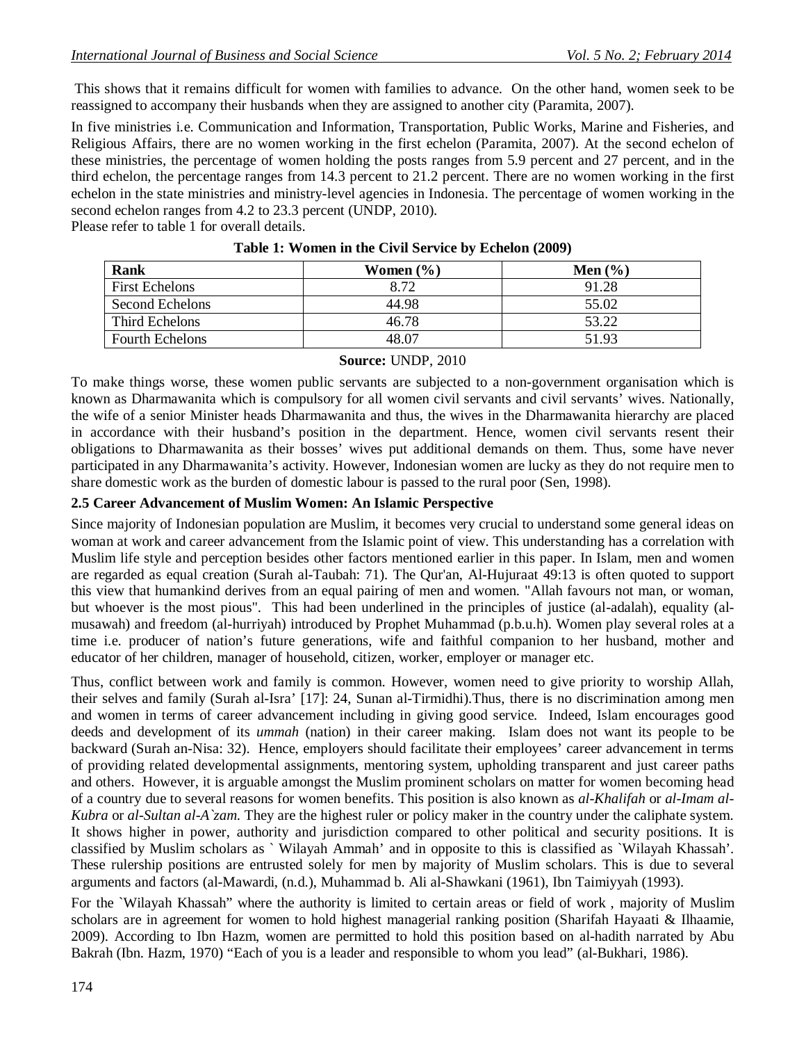This shows that it remains difficult for women with families to advance. On the other hand, women seek to be reassigned to accompany their husbands when they are assigned to another city (Paramita, 2007).

In five ministries i.e. Communication and Information, Transportation, Public Works, Marine and Fisheries, and Religious Affairs, there are no women working in the first echelon (Paramita, 2007). At the second echelon of these ministries, the percentage of women holding the posts ranges from 5.9 percent and 27 percent, and in the third echelon, the percentage ranges from 14.3 percent to 21.2 percent. There are no women working in the first echelon in the state ministries and ministry-level agencies in Indonesia. The percentage of women working in the second echelon ranges from 4.2 to 23.3 percent (UNDP, 2010).

Please refer to table 1 for overall details.

**Table 1: Women in the Civil Service by Echelon (2009)**

| Rank | Women (%) | Men (%) |
|---|---|---|
| First Echelons | 8.72 | 91.28 |
| Second Echelons | 44.98 | 55.02 |
| Third Echelons | 46.78 | 53.22 |
| Fourth Echelons | 48.07 | 51.93 |

**Source:** UNDP, 2010

To make things worse, these women public servants are subjected to a non-government organisation which is known as Dharmawanita which is compulsory for all women civil servants and civil servants' wives. Nationally, the wife of a senior Minister heads Dharmawanita and thus, the wives in the Dharmawanita hierarchy are placed in accordance with their husband's position in the department. Hence, women civil servants resent their obligations to Dharmawanita as their bosses' wives put additional demands on them. Thus, some have never participated in any Dharmawanita's activity. However, Indonesian women are lucky as they do not require men to share domestic work as the burden of domestic labour is passed to the rural poor (Sen, 1998).

### 2.5 Career Advancement of Muslim Women: An Islamic Perspective

Since majority of Indonesian population are Muslim, it becomes very crucial to understand some general ideas on woman at work and career advancement from the Islamic point of view. This understanding has a correlation with Muslim life style and perception besides other factors mentioned earlier in this paper. In Islam, men and women are regarded as equal creation (Surah al-Taubah: 71). The Qur'an, Al-Hujuraat 49:13 is often quoted to support this view that humankind derives from an equal pairing of men and women. "Allah favours not man, or woman, but whoever is the most pious". This had been underlined in the principles of justice (al-adalah), equality (al-musawah) and freedom (al-hurriyah) introduced by Prophet Muhammad (p.b.u.h). Women play several roles at a time i.e. producer of nation's future generations, wife and faithful companion to her husband, mother and educator of her children, manager of household, citizen, worker, employer or manager etc.

Thus, conflict between work and family is common. However, women need to give priority to worship Allah, their selves and family (Surah al-Isra' [17]: 24, Sunan al-Tirmidhi).Thus, there is no discrimination among men and women in terms of career advancement including in giving good service. Indeed, Islam encourages good deeds and development of its *ummah* (nation) in their career making. Islam does not want its people to be backward (Surah an-Nisa: 32). Hence, employers should facilitate their employees' career advancement in terms of providing related developmental assignments, mentoring system, upholding transparent and just career paths and others. However, it is arguable amongst the Muslim prominent scholars on matter for women becoming head of a country due to several reasons for women benefits. This position is also known as *al-Khalifah* or *al-Imam al-Kubra* or *al-Sultan al-A`zam.* They are the highest ruler or policy maker in the country under the caliphate system. It shows higher in power, authority and jurisdiction compared to other political and security positions. It is classified by Muslim scholars as ` Wilayah Ammah' and in opposite to this is classified as `Wilayah Khassah'. These rulership positions are entrusted solely for men by majority of Muslim scholars. This is due to several arguments and factors (al-Mawardi, (n.d.), Muhammad b. Ali al-Shawkani (1961), Ibn Taimiyyah (1993).

For the `Wilayah Khassah" where the authority is limited to certain areas or field of work , majority of Muslim scholars are in agreement for women to hold highest managerial ranking position (Sharifah Hayaati & Ilhaamie, 2009). According to Ibn Hazm, women are permitted to hold this position based on al-hadith narrated by Abu Bakrah (Ibn. Hazm, 1970) "Each of you is a leader and responsible to whom you lead" (al-Bukhari, 1986).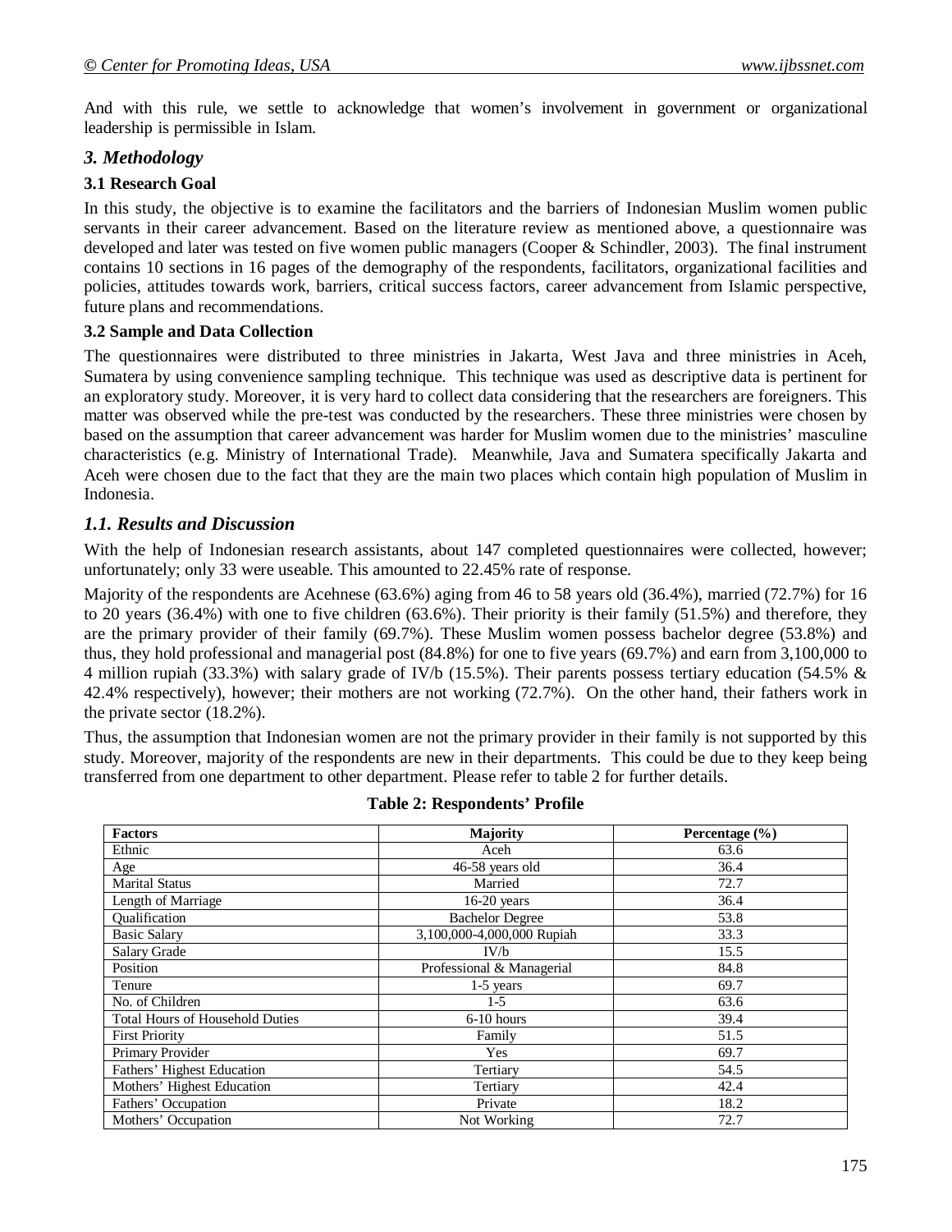And with this rule, we settle to acknowledge that women's involvement in government or organizational leadership is permissible in Islam.

## *3. Methodology*

### 3.1 Research Goal

In this study, the objective is to examine the facilitators and the barriers of Indonesian Muslim women public servants in their career advancement. Based on the literature review as mentioned above, a questionnaire was developed and later was tested on five women public managers (Cooper & Schindler, 2003). The final instrument contains 10 sections in 16 pages of the demography of the respondents, facilitators, organizational facilities and policies, attitudes towards work, barriers, critical success factors, career advancement from Islamic perspective, future plans and recommendations.

### 3.2 Sample and Data Collection

The questionnaires were distributed to three ministries in Jakarta, West Java and three ministries in Aceh, Sumatera by using convenience sampling technique. This technique was used as descriptive data is pertinent for an exploratory study. Moreover, it is very hard to collect data considering that the researchers are foreigners. This matter was observed while the pre-test was conducted by the researchers. These three ministries were chosen by based on the assumption that career advancement was harder for Muslim women due to the ministries' masculine characteristics (e.g. Ministry of International Trade). Meanwhile, Java and Sumatera specifically Jakarta and Aceh were chosen due to the fact that they are the main two places which contain high population of Muslim in Indonesia.

## *1.1. Results and Discussion*

With the help of Indonesian research assistants, about 147 completed questionnaires were collected, however; unfortunately; only 33 were useable. This amounted to 22.45% rate of response.

Majority of the respondents are Acehnese (63.6%) aging from 46 to 58 years old (36.4%), married (72.7%) for 16 to 20 years (36.4%) with one to five children (63.6%). Their priority is their family (51.5%) and therefore, they are the primary provider of their family (69.7%). These Muslim women possess bachelor degree (53.8%) and thus, they hold professional and managerial post (84.8%) for one to five years (69.7%) and earn from 3,100,000 to 4 million rupiah (33.3%) with salary grade of IV/b (15.5%). Their parents possess tertiary education (54.5% & 42.4% respectively), however; their mothers are not working (72.7%). On the other hand, their fathers work in the private sector (18.2%).

Thus, the assumption that Indonesian women are not the primary provider in their family is not supported by this study. Moreover, majority of the respondents are new in their departments. This could be due to they keep being transferred from one department to other department. Please refer to table 2 for further details.

**Table 2: Respondents' Profile**

| Factors | Majority | Percentage (%) |
|---|---|---|
| Ethnic | Aceh | 63.6 |
| Age | 46-58 years old | 36.4 |
| Marital Status | Married | 72.7 |
| Length of Marriage | 16-20 years | 36.4 |
| Qualification | Bachelor Degree | 53.8 |
| Basic Salary | 3,100,000-4,000,000 Rupiah | 33.3 |
| Salary Grade | IV/b | 15.5 |
| Position | Professional & Managerial | 84.8 |
| Tenure | 1-5 years | 69.7 |
| No. of Children | 1-5 | 63.6 |
| Total Hours of Household Duties | 6-10 hours | 39.4 |
| First Priority | Family | 51.5 |
| Primary Provider | Yes | 69.7 |
| Fathers' Highest Education | Tertiary | 54.5 |
| Mothers' Highest Education | Tertiary | 42.4 |
| Fathers' Occupation | Private | 18.2 |
| Mothers' Occupation | Not Working | 72.7 |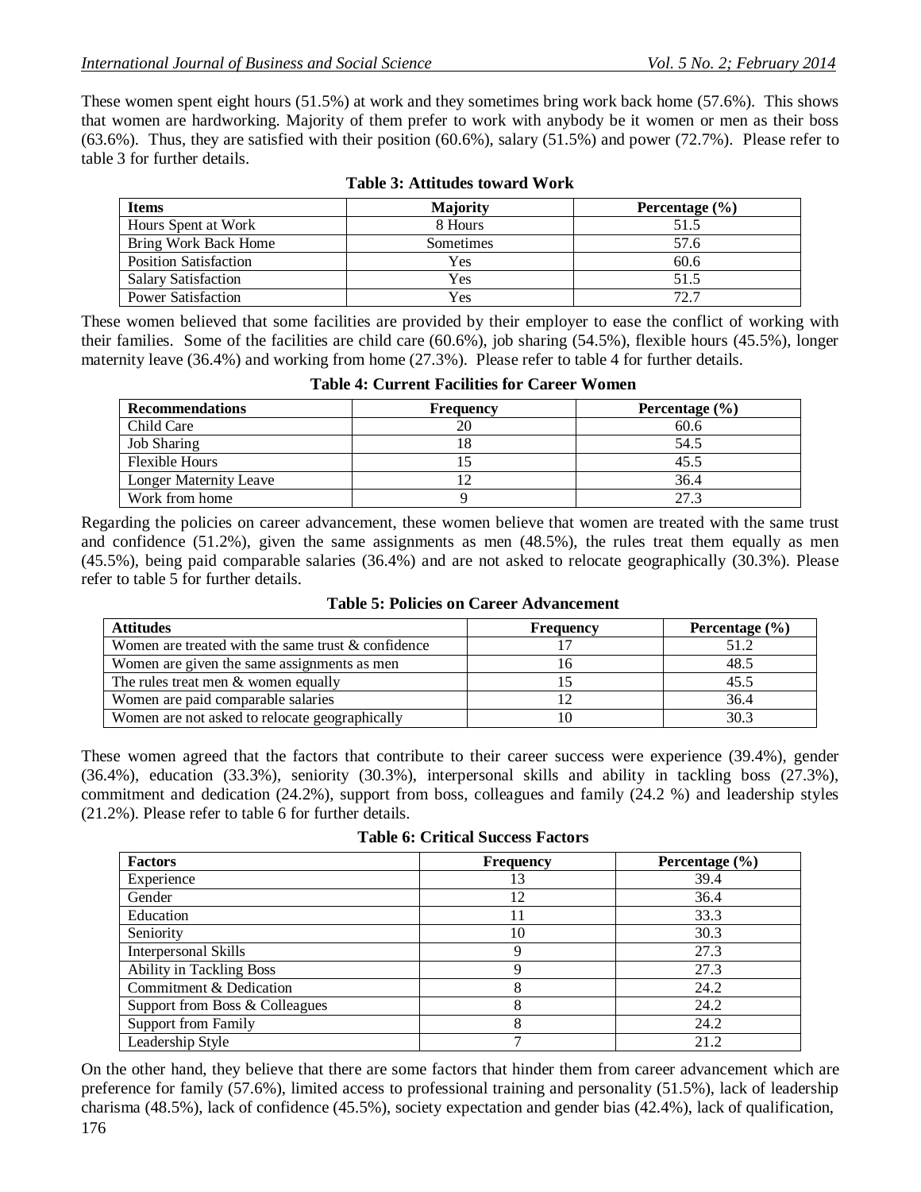These women spent eight hours (51.5%) at work and they sometimes bring work back home (57.6%). This shows that women are hardworking. Majority of them prefer to work with anybody be it women or men as their boss (63.6%). Thus, they are satisfied with their position (60.6%), salary (51.5%) and power (72.7%). Please refer to table 3 for further details.

**Table 3: Attitudes toward Work**

| Items | Majority | Percentage (%) |
|---|---|---|
| Hours Spent at Work | 8 Hours | 51.5 |
| Bring Work Back Home | Sometimes | 57.6 |
| Position Satisfaction | Yes | 60.6 |
| Salary Satisfaction | Yes | 51.5 |
| Power Satisfaction | Yes | 72.7 |

These women believed that some facilities are provided by their employer to ease the conflict of working with their families. Some of the facilities are child care (60.6%), job sharing (54.5%), flexible hours (45.5%), longer maternity leave (36.4%) and working from home (27.3%). Please refer to table 4 for further details.

**Table 4: Current Facilities for Career Women**

| Recommendations | Frequency | Percentage (%) |
|---|---|---|
| Child Care | 20 | 60.6 |
| Job Sharing | 18 | 54.5 |
| Flexible Hours | 15 | 45.5 |
| Longer Maternity Leave | 12 | 36.4 |
| Work from home | 9 | 27.3 |

Regarding the policies on career advancement, these women believe that women are treated with the same trust and confidence (51.2%), given the same assignments as men (48.5%), the rules treat them equally as men (45.5%), being paid comparable salaries (36.4%) and are not asked to relocate geographically (30.3%). Please refer to table 5 for further details.

**Table 5: Policies on Career Advancement**

| Attitudes | Frequency | Percentage (%) |
|---|---|---|
| Women are treated with the same trust & confidence | 17 | 51.2 |
| Women are given the same assignments as men | 16 | 48.5 |
| The rules treat men & women equally | 15 | 45.5 |
| Women are paid comparable salaries | 12 | 36.4 |
| Women are not asked to relocate geographically | 10 | 30.3 |

These women agreed that the factors that contribute to their career success were experience (39.4%), gender (36.4%), education (33.3%), seniority (30.3%), interpersonal skills and ability in tackling boss (27.3%), commitment and dedication (24.2%), support from boss, colleagues and family (24.2 %) and leadership styles (21.2%). Please refer to table 6 for further details.

**Table 6: Critical Success Factors**

| Factors | Frequency | Percentage (%) |
|---|---|---|
| Experience | 13 | 39.4 |
| Gender | 12 | 36.4 |
| Education | 11 | 33.3 |
| Seniority | 10 | 30.3 |
| Interpersonal Skills | 9 | 27.3 |
| Ability in Tackling Boss | 9 | 27.3 |
| Commitment & Dedication | 8 | 24.2 |
| Support from Boss & Colleagues | 8 | 24.2 |
| Support from Family | 8 | 24.2 |
| Leadership Style | 7 | 21.2 |

On the other hand, they believe that there are some factors that hinder them from career advancement which are preference for family (57.6%), limited access to professional training and personality (51.5%), lack of leadership charisma (48.5%), lack of confidence (45.5%), society expectation and gender bias (42.4%), lack of qualification,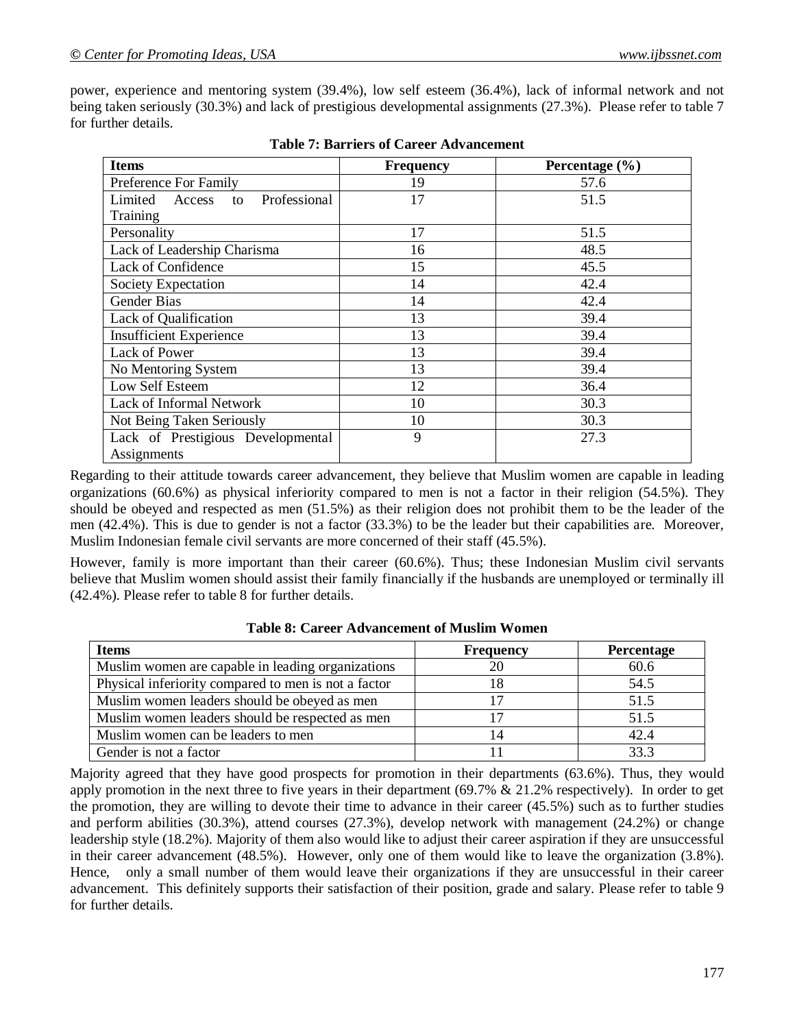power, experience and mentoring system (39.4%), low self esteem (36.4%), lack of informal network and not being taken seriously (30.3%) and lack of prestigious developmental assignments (27.3%). Please refer to table 7 for further details.

**Table 7: Barriers of Career Advancement**

| Items | Frequency | Percentage (%) |
|---|---|---|
| Preference For Family | 19 | 57.6 |
| Limited Access to Professional Training | 17 | 51.5 |
| Personality | 17 | 51.5 |
| Lack of Leadership Charisma | 16 | 48.5 |
| Lack of Confidence | 15 | 45.5 |
| Society Expectation | 14 | 42.4 |
| Gender Bias | 14 | 42.4 |
| Lack of Qualification | 13 | 39.4 |
| Insufficient Experience | 13 | 39.4 |
| Lack of Power | 13 | 39.4 |
| No Mentoring System | 13 | 39.4 |
| Low Self Esteem | 12 | 36.4 |
| Lack of Informal Network | 10 | 30.3 |
| Not Being Taken Seriously | 10 | 30.3 |
| Lack of Prestigious Developmental Assignments | 9 | 27.3 |

Regarding to their attitude towards career advancement, they believe that Muslim women are capable in leading organizations (60.6%) as physical inferiority compared to men is not a factor in their religion (54.5%). They should be obeyed and respected as men (51.5%) as their religion does not prohibit them to be the leader of the men (42.4%). This is due to gender is not a factor (33.3%) to be the leader but their capabilities are. Moreover, Muslim Indonesian female civil servants are more concerned of their staff (45.5%).

However, family is more important than their career (60.6%). Thus; these Indonesian Muslim civil servants believe that Muslim women should assist their family financially if the husbands are unemployed or terminally ill (42.4%). Please refer to table 8 for further details.

**Table 8: Career Advancement of Muslim Women**

| Items | Frequency | Percentage |
|---|---|---|
| Muslim women are capable in leading organizations | 20 | 60.6 |
| Physical inferiority compared to men is not a factor | 18 | 54.5 |
| Muslim women leaders should be obeyed as men | 17 | 51.5 |
| Muslim women leaders should be respected as men | 17 | 51.5 |
| Muslim women can be leaders to men | 14 | 42.4 |
| Gender is not a factor | 11 | 33.3 |

Majority agreed that they have good prospects for promotion in their departments (63.6%). Thus, they would apply promotion in the next three to five years in their department (69.7% & 21.2% respectively). In order to get the promotion, they are willing to devote their time to advance in their career (45.5%) such as to further studies and perform abilities (30.3%), attend courses (27.3%), develop network with management (24.2%) or change leadership style (18.2%). Majority of them also would like to adjust their career aspiration if they are unsuccessful in their career advancement (48.5%). However, only one of them would like to leave the organization (3.8%). Hence, only a small number of them would leave their organizations if they are unsuccessful in their career advancement. This definitely supports their satisfaction of their position, grade and salary. Please refer to table 9 for further details.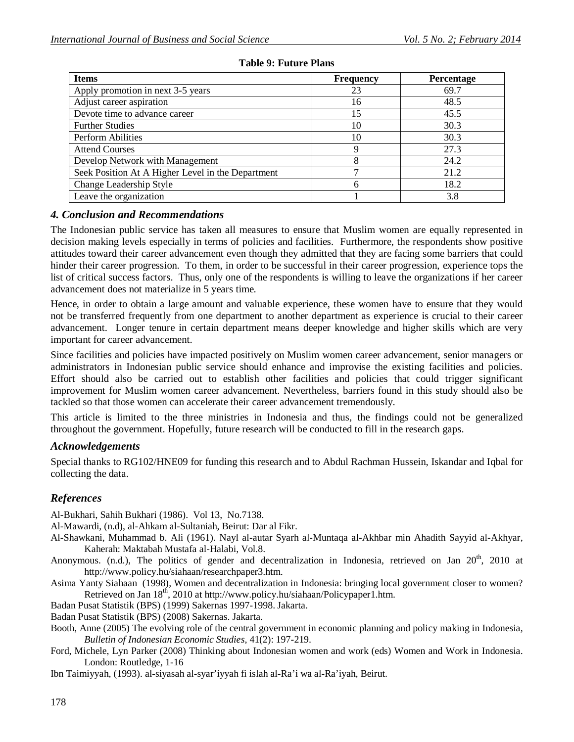**Table 9: Future Plans**

| Items | Frequency | Percentage |
|---|---|---|
| Apply promotion in next 3-5 years | 23 | 69.7 |
| Adjust career aspiration | 16 | 48.5 |
| Devote time to advance career | 15 | 45.5 |
| Further Studies | 10 | 30.3 |
| Perform Abilities | 10 | 30.3 |
| Attend Courses | 9 | 27.3 |
| Develop Network with Management | 8 | 24.2 |
| Seek Position At A Higher Level in the Department | 7 | 21.2 |
| Change Leadership Style | 6 | 18.2 |
| Leave the organization | 1 | 3.8 |

### *4. Conclusion and Recommendations*

The Indonesian public service has taken all measures to ensure that Muslim women are equally represented in decision making levels especially in terms of policies and facilities. Furthermore, the respondents show positive attitudes toward their career advancement even though they admitted that they are facing some barriers that could hinder their career progression. To them, in order to be successful in their career progression, experience tops the list of critical success factors. Thus, only one of the respondents is willing to leave the organizations if her career advancement does not materialize in 5 years time.

Hence, in order to obtain a large amount and valuable experience, these women have to ensure that they would not be transferred frequently from one department to another department as experience is crucial to their career advancement. Longer tenure in certain department means deeper knowledge and higher skills which are very important for career advancement.

Since facilities and policies have impacted positively on Muslim women career advancement, senior managers or administrators in Indonesian public service should enhance and improvise the existing facilities and policies. Effort should also be carried out to establish other facilities and policies that could trigger significant improvement for Muslim women career advancement. Nevertheless, barriers found in this study should also be tackled so that those women can accelerate their career advancement tremendously.

This article is limited to the three ministries in Indonesia and thus, the findings could not be generalized throughout the government. Hopefully, future research will be conducted to fill in the research gaps.

### *Acknowledgements*

Special thanks to RG102/HNE09 for funding this research and to Abdul Rachman Hussein, Iskandar and Iqbal for collecting the data.

## *References*

Al-Bukhari, Sahih Bukhari (1986). Vol 13, No.7138.

Al-Mawardi, (n.d), al-Ahkam al-Sultaniah, Beirut: Dar al Fikr.

Al-Shawkani, Muhammad b. Ali (1961). Nayl al-autar Syarh al-Muntaqa al-Akhbar min Ahadith Sayyid al-Akhyar, Kaherah: Maktabah Mustafa al-Halabi, Vol.8.

Anonymous. (n.d.), The politics of gender and decentralization in Indonesia, retrieved on Jan 20th, 2010 at http://www.policy.hu/siahaan/researchpaper3.htm.

Asima Yanty Siahaan (1998), Women and decentralization in Indonesia: bringing local government closer to women? Retrieved on Jan 18th, 2010 at http://www.policy.hu/siahaan/Policypaper1.htm.

Badan Pusat Statistik (BPS) (1999) Sakernas 1997-1998. Jakarta.

Badan Pusat Statistik (BPS) (2008) Sakernas. Jakarta.

Booth, Anne (2005) The evolving role of the central government in economic planning and policy making in Indonesia, *Bulletin of Indonesian Economic Studies*, 41(2): 197-219.

Ford, Michele, Lyn Parker (2008) Thinking about Indonesian women and work (eds) Women and Work in Indonesia. London: Routledge, 1-16

Ibn Taimiyyah, (1993). al-siyasah al-syar'iyyah fi islah al-Ra'i wa al-Ra'iyah, Beirut.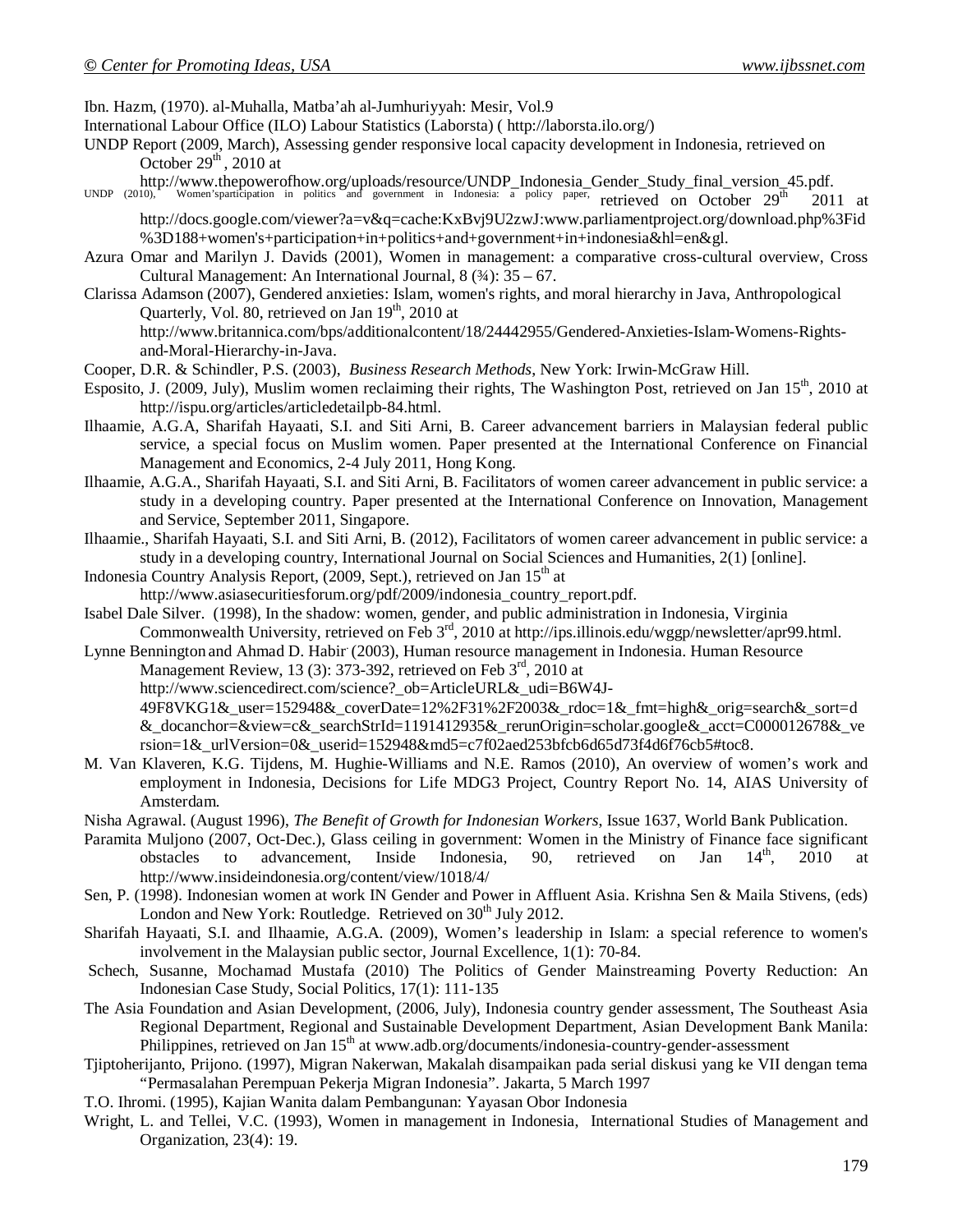Ibn. Hazm, (1970). al-Muhalla, Matba'ah al-Jumhuriyyah: Mesir, Vol.9

International Labour Office (ILO) Labour Statistics (Laborsta) ( http://laborsta.ilo.org/)

UNDP Report (2009, March), Assessing gender responsive local capacity development in Indonesia, retrieved on October 29th , 2010 at http://www.thepowerofhow.org/uploads/resource/UNDP_Indonesia_Gender_Study_final_version_45.pdf.

UNDP (2010), Women'sparticipation in politics and government in Indonesia: a policy paper, retrieved on October 29th 2011 at http://docs.google.com/viewer?a=v&q=cache:KxBvj9U2zwJ:www.parliamentproject.org/download.php%3Fid%3D188+women's+participation+in+politics+and+government+in+indonesia&hl=en&gl.

Azura Omar and Marilyn J. Davids (2001), Women in management: a comparative cross-cultural overview, Cross Cultural Management: An International Journal, 8 (¾): 35 – 67.

Clarissa Adamson (2007), Gendered anxieties: Islam, women's rights, and moral hierarchy in Java, Anthropological Quarterly, Vol. 80, retrieved on Jan 19th, 2010 at http://www.britannica.com/bps/additionalcontent/18/24442955/Gendered-Anxieties-Islam-Womens-Rights-and-Moral-Hierarchy-in-Java.

Cooper, D.R. & Schindler, P.S. (2003), *Business Research Methods*, New York: Irwin-McGraw Hill.

Esposito, J. (2009, July), Muslim women reclaiming their rights, The Washington Post, retrieved on Jan 15th, 2010 at http://ispu.org/articles/articledetailpb-84.html.

Ilhaamie, A.G.A, Sharifah Hayaati, S.I. and Siti Arni, B. Career advancement barriers in Malaysian federal public service, a special focus on Muslim women. Paper presented at the International Conference on Financial Management and Economics, 2-4 July 2011, Hong Kong.

Ilhaamie, A.G.A., Sharifah Hayaati, S.I. and Siti Arni, B. Facilitators of women career advancement in public service: a study in a developing country. Paper presented at the International Conference on Innovation, Management and Service, September 2011, Singapore.

Ilhaamie., Sharifah Hayaati, S.I. and Siti Arni, B. (2012), Facilitators of women career advancement in public service: a study in a developing country, International Journal on Social Sciences and Humanities, 2(1) [online].

Indonesia Country Analysis Report, (2009, Sept.), retrieved on Jan 15th at http://www.asiasecuritiesforum.org/pdf/2009/indonesia_country_report.pdf.

Isabel Dale Silver. (1998), In the shadow: women, gender, and public administration in Indonesia, Virginia Commonwealth University, retrieved on Feb 3rd, 2010 at http://ips.illinois.edu/wggp/newsletter/apr99.html.

Lynne Bennington and Ahmad D. Habir (2003), Human resource management in Indonesia. Human Resource Management Review, 13 (3): 373-392, retrieved on Feb 3rd, 2010 at http://www.sciencedirect.com/science?_ob=ArticleURL&_udi=B6W4J-49F8VKG1&_user=152948&_coverDate=12%2F31%2F2003&_rdoc=1&_fmt=high&_orig=search&_sort=d&_docanchor=&view=c&_searchStrId=1191412935&_rerunOrigin=scholar.google&_acct=C000012678&_version=1&_urlVersion=0&_userid=152948&md5=c7f02aed253bfcb6d65d73f4d6f76cb5#toc8.

M. Van Klaveren, K.G. Tijdens, M. Hughie-Williams and N.E. Ramos (2010), An overview of women's work and employment in Indonesia, Decisions for Life MDG3 Project, Country Report No. 14, AIAS University of Amsterdam.

Nisha Agrawal. (August 1996), *The Benefit of Growth for Indonesian Workers*, Issue 1637, World Bank Publication.

Paramita Muljono (2007, Oct-Dec.), Glass ceiling in government: Women in the Ministry of Finance face significant obstacles to advancement, Inside Indonesia, 90, retrieved on Jan 14th, 2010 at http://www.insideindonesia.org/content/view/1018/4/

Sen, P. (1998). Indonesian women at work IN Gender and Power in Affluent Asia. Krishna Sen & Maila Stivens, (eds) London and New York: Routledge. Retrieved on 30th July 2012.

Sharifah Hayaati, S.I. and Ilhaamie, A.G.A. (2009), Women's leadership in Islam: a special reference to women's involvement in the Malaysian public sector, Journal Excellence, 1(1): 70-84.

Schech, Susanne, Mochamad Mustafa (2010) The Politics of Gender Mainstreaming Poverty Reduction: An Indonesian Case Study, Social Politics, 17(1): 111-135

The Asia Foundation and Asian Development, (2006, July), Indonesia country gender assessment, The Southeast Asia Regional Department, Regional and Sustainable Development Department, Asian Development Bank Manila: Philippines, retrieved on Jan 15th at www.adb.org/documents/indonesia-country-gender-assessment

Tjiptoherijanto, Prijono. (1997), Migran Nakerwan, Makalah disampaikan pada serial diskusi yang ke VII dengan tema "Permasalahan Perempuan Pekerja Migran Indonesia". Jakarta, 5 March 1997

T.O. Ihromi. (1995), Kajian Wanita dalam Pembangunan: Yayasan Obor Indonesia

Wright, L. and Tellei, V.C. (1993), Women in management in Indonesia, International Studies of Management and Organization, 23(4): 19.